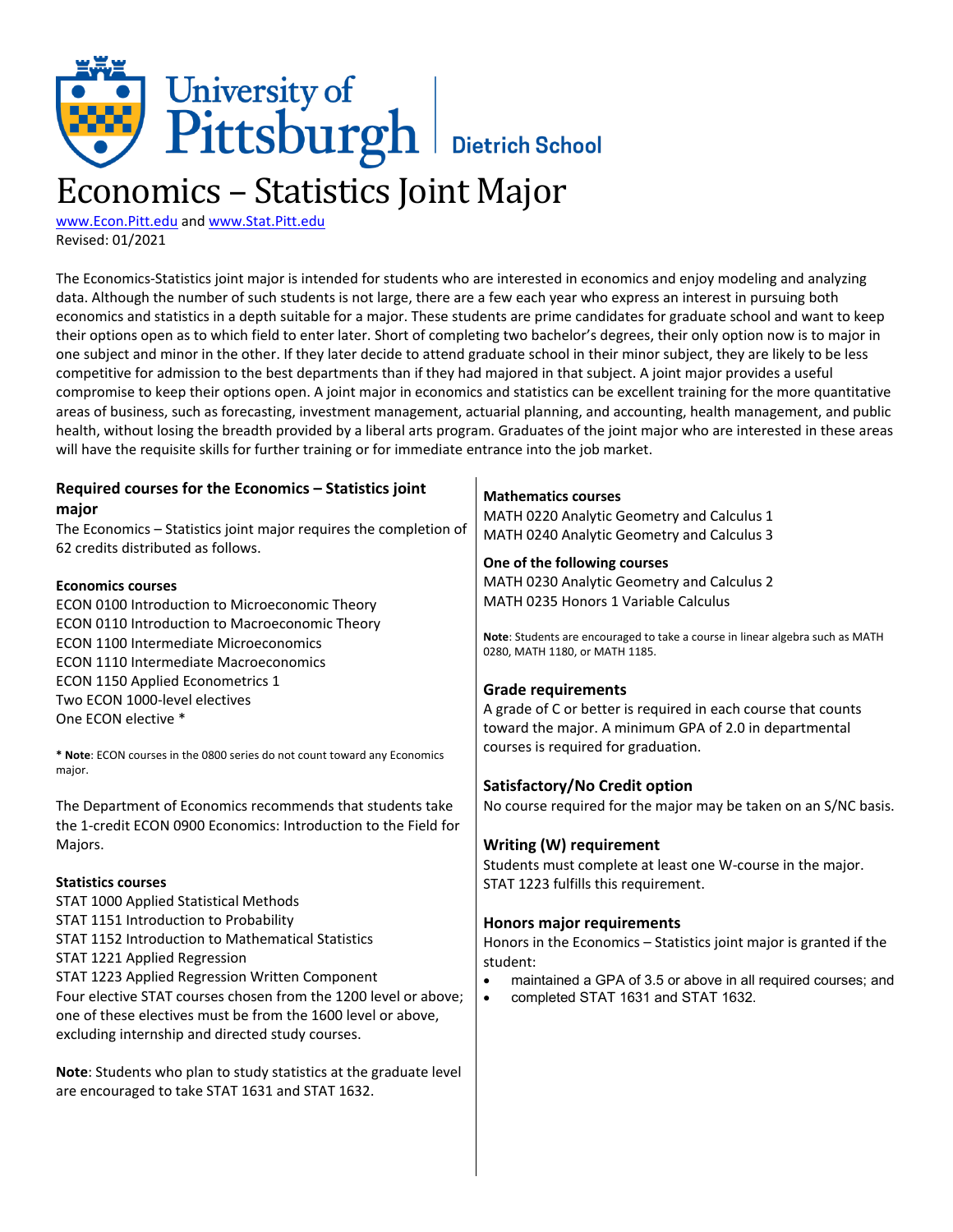University of Pittsburgh | Dietrich School

# Economics – Statistics Joint Major

[www.Econ.Pitt.edu](http://www.Econ.Pitt.edu) and [www.Stat.Pitt.edu](http://www.Stat.Pitt.edu)
Revised: 01/2021

The Economics-Statistics joint major is intended for students who are interested in economics and enjoy modeling and analyzing data. Although the number of such students is not large, there are a few each year who express an interest in pursuing both economics and statistics in a depth suitable for a major. These students are prime candidates for graduate school and want to keep their options open as to which field to enter later. Short of completing two bachelor's degrees, their only option now is to major in one subject and minor in the other. If they later decide to attend graduate school in their minor subject, they are likely to be less competitive for admission to the best departments than if they had majored in that subject. A joint major provides a useful compromise to keep their options open. A joint major in economics and statistics can be excellent training for the more quantitative areas of business, such as forecasting, investment management, actuarial planning, and accounting, health management, and public health, without losing the breadth provided by a liberal arts program. Graduates of the joint major who are interested in these areas will have the requisite skills for further training or for immediate entrance into the job market.

## Required courses for the Economics – Statistics joint major

The Economics – Statistics joint major requires the completion of 62 credits distributed as follows.

**Economics courses**

ECON 0100 Introduction to Microeconomic Theory
ECON 0110 Introduction to Macroeconomic Theory
ECON 1100 Intermediate Microeconomics
ECON 1110 Intermediate Macroeconomics
ECON 1150 Applied Econometrics 1
Two ECON 1000-level electives
One ECON elective *

* **Note**: ECON courses in the 0800 series do not count toward any Economics major.

The Department of Economics recommends that students take the 1-credit ECON 0900 Economics: Introduction to the Field for Majors.

**Statistics courses**

STAT 1000 Applied Statistical Methods
STAT 1151 Introduction to Probability
STAT 1152 Introduction to Mathematical Statistics
STAT 1221 Applied Regression
STAT 1223 Applied Regression Written Component
Four elective STAT courses chosen from the 1200 level or above; one of these electives must be from the 1600 level or above, excluding internship and directed study courses.

**Note**: Students who plan to study statistics at the graduate level are encouraged to take STAT 1631 and STAT 1632.

**Mathematics courses**

MATH 0220 Analytic Geometry and Calculus 1
MATH 0240 Analytic Geometry and Calculus 3

**One of the following courses**

MATH 0230 Analytic Geometry and Calculus 2
MATH 0235 Honors 1 Variable Calculus

**Note**: Students are encouraged to take a course in linear algebra such as MATH 0280, MATH 1180, or MATH 1185.

## Grade requirements

A grade of C or better is required in each course that counts toward the major. A minimum GPA of 2.0 in departmental courses is required for graduation.

## Satisfactory/No Credit option

No course required for the major may be taken on an S/NC basis.

## Writing (W) requirement

Students must complete at least one W-course in the major. STAT 1223 fulfills this requirement.

## Honors major requirements

Honors in the Economics – Statistics joint major is granted if the student:

- maintained a GPA of 3.5 or above in all required courses; and
- completed STAT 1631 and STAT 1632.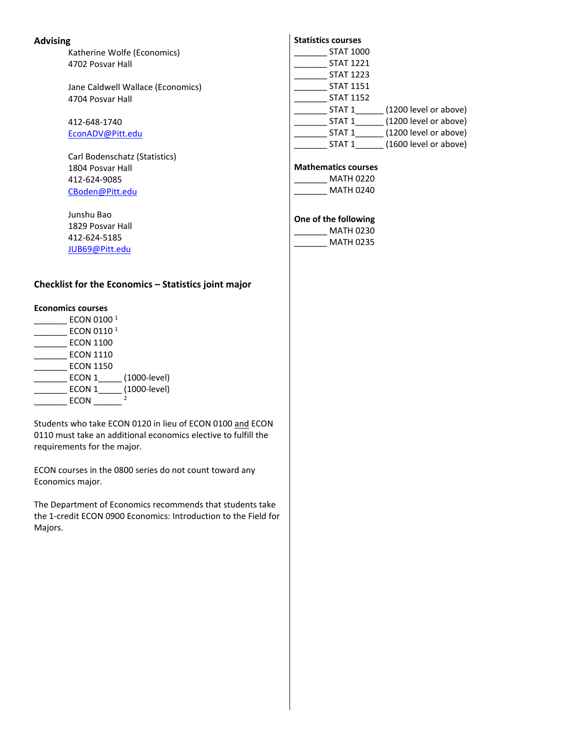## Advising

Katherine Wolfe (Economics)
4702 Posvar Hall

Jane Caldwell Wallace (Economics)
4704 Posvar Hall

412-648-1740
EconADV@Pitt.edu

Carl Bodenschatz (Statistics)
1804 Posvar Hall
412-624-9085
CBoden@Pitt.edu

Junshu Bao
1829 Posvar Hall
412-624-5185
JUB69@Pitt.edu

### Checklist for the Economics – Statistics joint major

**Economics courses**

_______ ECON 0100 [1]
_______ ECON 0110 [1]
_______ ECON 1100
_______ ECON 1110
_______ ECON 1150
_______ ECON 1_____ (1000-level)
_______ ECON 1_____ (1000-level)
_______ ECON ______ [2]

Students who take ECON 0120 in lieu of ECON 0100 and ECON 0110 must take an additional economics elective to fulfill the requirements for the major.

ECON courses in the 0800 series do not count toward any Economics major.

The Department of Economics recommends that students take the 1-credit ECON 0900 Economics: Introduction to the Field for Majors.

**Statistics courses**

_______ STAT 1000
_______ STAT 1221
_______ STAT 1223
_______ STAT 1151
_______ STAT 1152
_______ STAT 1______ (1200 level or above)
_______ STAT 1______ (1200 level or above)
_______ STAT 1______ (1200 level or above)
_______ STAT 1______ (1600 level or above)

**Mathematics courses**

_______ MATH 0220
_______ MATH 0240

**One of the following**

_______ MATH 0230
_______ MATH 0235